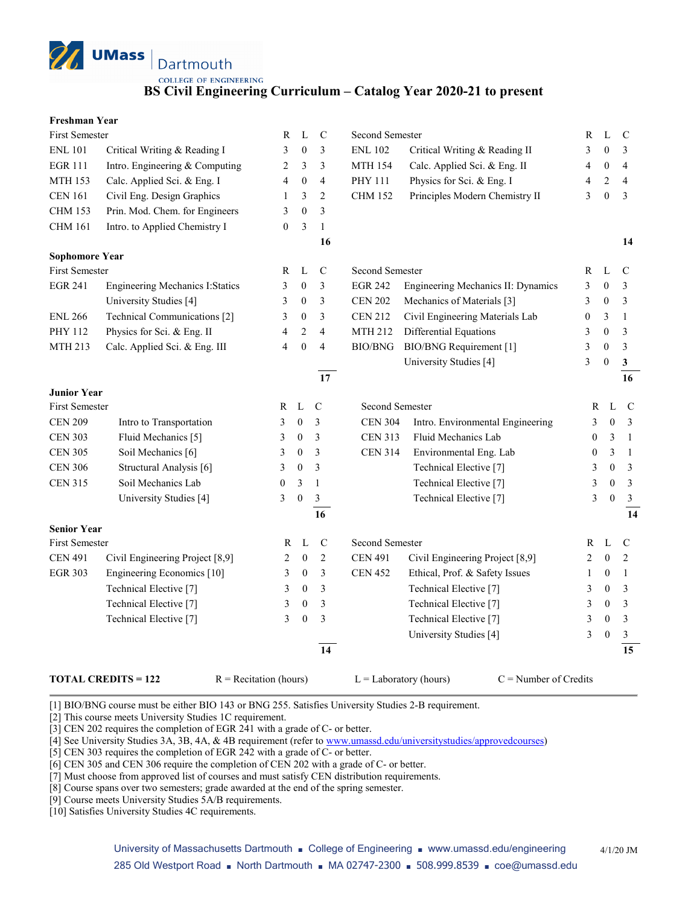UMass Dartmouth
COLLEGE OF ENGINEERING

# BS Civil Engineering Curriculum – Catalog Year 2020-21 to present

## Freshman Year

| First Semester | | R | L | C | Second Semester | | R | L | C |
|---|---|---|---|---|---|---|---|---|---|
| ENL 101 | Critical Writing & Reading I | 3 | 0 | 3 | ENL 102 | Critical Writing & Reading II | 3 | 0 | 3 |
| EGR 111 | Intro. Engineering & Computing | 2 | 3 | 3 | MTH 154 | Calc. Applied Sci. & Eng. II | 4 | 0 | 4 |
| MTH 153 | Calc. Applied Sci. & Eng. I | 4 | 0 | 4 | PHY 111 | Physics for Sci. & Eng. I | 4 | 2 | 4 |
| CEN 161 | Civil Eng. Design Graphics | 1 | 3 | 2 | CHM 152 | Principles Modern Chemistry II | 3 | 0 | 3 |
| CHM 153 | Prin. Mod. Chem. for Engineers | 3 | 0 | 3 | | | | | |
| CHM 161 | Intro. to Applied Chemistry I | 0 | 3 | 1 | | | | | |
| | | | | **16** | | | | | **14** |

## Sophomore Year

| First Semester | | R | L | C | Second Semester | | R | L | C |
|---|---|---|---|---|---|---|---|---|---|
| EGR 241 | Engineering Mechanics I:Statics | 3 | 0 | 3 | EGR 242 | Engineering Mechanics II: Dynamics | 3 | 0 | 3 |
| | University Studies [4] | 3 | 0 | 3 | CEN 202 | Mechanics of Materials [3] | 3 | 0 | 3 |
| ENL 266 | Technical Communications [2] | 3 | 0 | 3 | CEN 212 | Civil Engineering Materials Lab | 0 | 3 | 1 |
| PHY 112 | Physics for Sci. & Eng. II | 4 | 2 | 4 | MTH 212 | Differential Equations | 3 | 0 | 3 |
| MTH 213 | Calc. Applied Sci. & Eng. III | 4 | 0 | 4 | BIO/BNG | BIO/BNG Requirement [1] | 3 | 0 | 3 |
| | | | | | | University Studies [4] | 3 | 0 | 3 |
| | | | | **17** | | | | | **16** |

## Junior Year

| First Semester | | R | L | C | Second Semester | | R | L | C |
|---|---|---|---|---|---|---|---|---|---|
| CEN 209 | Intro to Transportation | 3 | 0 | 3 | CEN 304 | Intro. Environmental Engineering | 3 | 0 | 3 |
| CEN 303 | Fluid Mechanics [5] | 3 | 0 | 3 | CEN 313 | Fluid Mechanics Lab | 0 | 3 | 1 |
| CEN 305 | Soil Mechanics [6] | 3 | 0 | 3 | CEN 314 | Environmental Eng. Lab | 0 | 3 | 1 |
| CEN 306 | Structural Analysis [6] | 3 | 0 | 3 | | Technical Elective [7] | 3 | 0 | 3 |
| CEN 315 | Soil Mechanics Lab | 0 | 3 | 1 | | Technical Elective [7] | 3 | 0 | 3 |
| | University Studies [4] | 3 | 0 | 3 | | Technical Elective [7] | 3 | 0 | 3 |
| | | | | **16** | | | | | **14** |

## Senior Year

| First Semester | | R | L | C | Second Semester | | R | L | C |
|---|---|---|---|---|---|---|---|---|---|
| CEN 491 | Civil Engineering Project [8,9] | 2 | 0 | 2 | CEN 491 | Civil Engineering Project [8,9] | 2 | 0 | 2 |
| EGR 303 | Engineering Economics [10] | 3 | 0 | 3 | CEN 452 | Ethical, Prof. & Safety Issues | 1 | 0 | 1 |
| | Technical Elective [7] | 3 | 0 | 3 | | Technical Elective [7] | 3 | 0 | 3 |
| | Technical Elective [7] | 3 | 0 | 3 | | Technical Elective [7] | 3 | 0 | 3 |
| | Technical Elective [7] | 3 | 0 | 3 | | Technical Elective [7] | 3 | 0 | 3 |
| | | | | | | University Studies [4] | 3 | 0 | 3 |
| | | | | **14** | | | | | **15** |

**TOTAL CREDITS = 122** R = Recitation (hours) L = Laboratory (hours) C = Number of Credits

[1] BIO/BNG course must be either BIO 143 or BNG 255. Satisfies University Studies 2-B requirement.
[2] This course meets University Studies 1C requirement.
[3] CEN 202 requires the completion of EGR 241 with a grade of C- or better.
[4] See University Studies 3A, 3B, 4A, & 4B requirement (refer to www.umassd.edu/universitystudies/approvedcourses)
[5] CEN 303 requires the completion of EGR 242 with a grade of C- or better.
[6] CEN 305 and CEN 306 require the completion of CEN 202 with a grade of C- or better.
[7] Must choose from approved list of courses and must satisfy CEN distribution requirements.
[8] Course spans over two semesters; grade awarded at the end of the spring semester.
[9] Course meets University Studies 5A/B requirements.
[10] Satisfies University Studies 4C requirements.

University of Massachusetts Dartmouth ▪ College of Engineering ▪ www.umassd.edu/engineering
285 Old Westport Road ▪ North Dartmouth ▪ MA 02747-2300 ▪ 508.999.8539 ▪ coe@umassd.edu

4/1/20 JM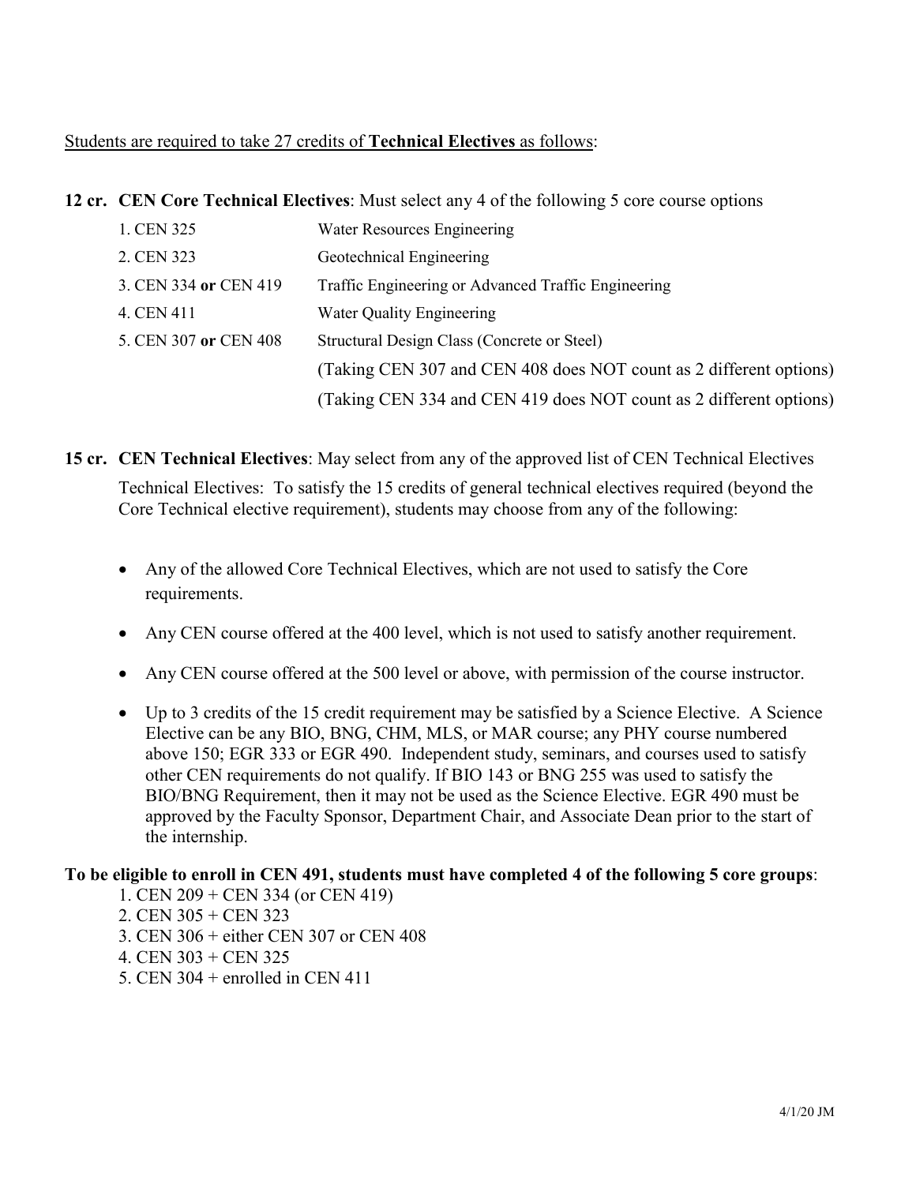Students are required to take 27 credits of **Technical Electives** as follows:

**12 cr. CEN Core Technical Electives**: Must select any 4 of the following 5 core course options

| | |
|---|---|
| 1. CEN 325 | Water Resources Engineering |
| 2. CEN 323 | Geotechnical Engineering |
| 3. CEN 334 **or** CEN 419 | Traffic Engineering or Advanced Traffic Engineering |
| 4. CEN 411 | Water Quality Engineering |
| 5. CEN 307 **or** CEN 408 | Structural Design Class (Concrete or Steel) |
| | (Taking CEN 307 and CEN 408 does NOT count as 2 different options) |
| | (Taking CEN 334 and CEN 419 does NOT count as 2 different options) |

**15 cr. CEN Technical Electives**: May select from any of the approved list of CEN Technical Electives

Technical Electives: To satisfy the 15 credits of general technical electives required (beyond the Core Technical elective requirement), students may choose from any of the following:

- Any of the allowed Core Technical Electives, which are not used to satisfy the Core requirements.
- Any CEN course offered at the 400 level, which is not used to satisfy another requirement.
- Any CEN course offered at the 500 level or above, with permission of the course instructor.
- Up to 3 credits of the 15 credit requirement may be satisfied by a Science Elective. A Science Elective can be any BIO, BNG, CHM, MLS, or MAR course; any PHY course numbered above 150; EGR 333 or EGR 490. Independent study, seminars, and courses used to satisfy other CEN requirements do not qualify. If BIO 143 or BNG 255 was used to satisfy the BIO/BNG Requirement, then it may not be used as the Science Elective. EGR 490 must be approved by the Faculty Sponsor, Department Chair, and Associate Dean prior to the start of the internship.

**To be eligible to enroll in CEN 491, students must have completed 4 of the following 5 core groups**:

1. CEN 209 + CEN 334 (or CEN 419)
2. CEN 305 + CEN 323
3. CEN 306 + either CEN 307 or CEN 408
4. CEN 303 + CEN 325
5. CEN 304 + enrolled in CEN 411

4/1/20 JM